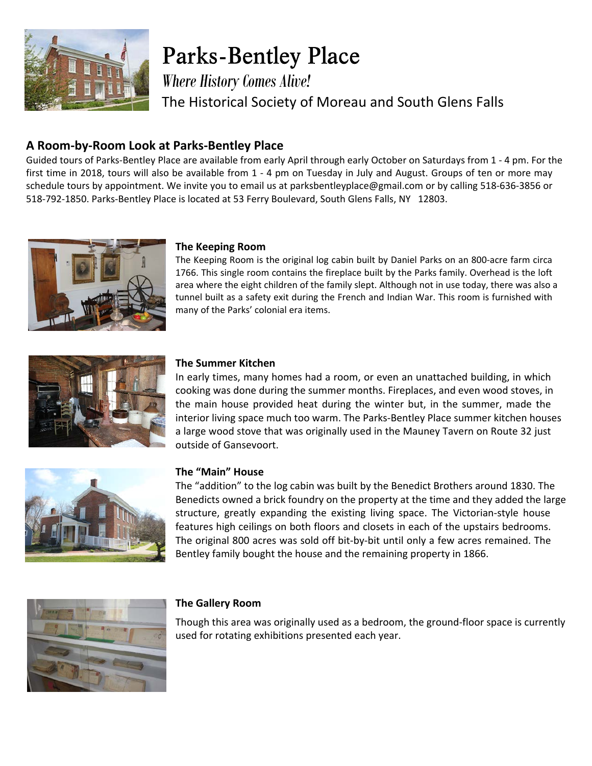# Parks-Bentley Place

*Where History Comes Alive!*

The Historical Society of Moreau and South Glens Falls

## A Room-by-Room Look at Parks-Bentley Place

Guided tours of Parks-Bentley Place are available from early April through early October on Saturdays from 1 - 4 pm. For the first time in 2018, tours will also be available from 1 - 4 pm on Tuesday in July and August. Groups of ten or more may schedule tours by appointment. We invite you to email us at parksbentleyplace@gmail.com or by calling 518-636-3856 or 518-792-1850. Parks-Bentley Place is located at 53 Ferry Boulevard, South Glens Falls, NY 12803.

### The Keeping Room

The Keeping Room is the original log cabin built by Daniel Parks on an 800-acre farm circa 1766. This single room contains the fireplace built by the Parks family. Overhead is the loft area where the eight children of the family slept. Although not in use today, there was also a tunnel built as a safety exit during the French and Indian War. This room is furnished with many of the Parks' colonial era items.

### The Summer Kitchen

In early times, many homes had a room, or even an unattached building, in which cooking was done during the summer months. Fireplaces, and even wood stoves, in the main house provided heat during the winter but, in the summer, made the interior living space much too warm. The Parks-Bentley Place summer kitchen houses a large wood stove that was originally used in the Mauney Tavern on Route 32 just outside of Gansevoort.

### The "Main" House

The "addition" to the log cabin was built by the Benedict Brothers around 1830. The Benedicts owned a brick foundry on the property at the time and they added the large structure, greatly expanding the existing living space. The Victorian-style house features high ceilings on both floors and closets in each of the upstairs bedrooms. The original 800 acres was sold off bit-by-bit until only a few acres remained. The Bentley family bought the house and the remaining property in 1866.

### The Gallery Room

Though this area was originally used as a bedroom, the ground-floor space is currently used for rotating exhibitions presented each year.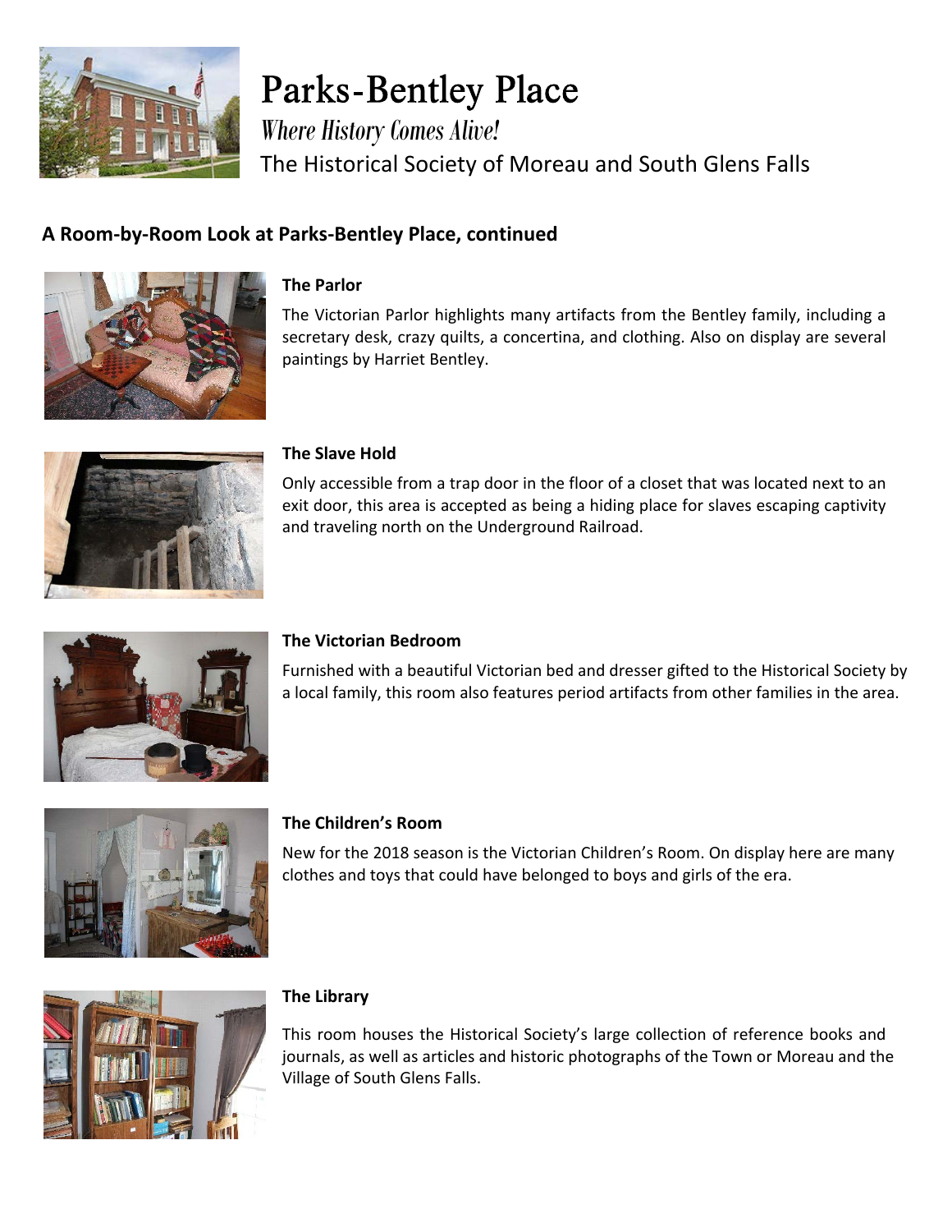# Parks-Bentley Place

*Where History Comes Alive!*

The Historical Society of Moreau and South Glens Falls

## A Room-by-Room Look at Parks-Bentley Place, continued

### The Parlor

The Victorian Parlor highlights many artifacts from the Bentley family, including a secretary desk, crazy quilts, a concertina, and clothing. Also on display are several paintings by Harriet Bentley.

### The Slave Hold

Only accessible from a trap door in the floor of a closet that was located next to an exit door, this area is accepted as being a hiding place for slaves escaping captivity and traveling north on the Underground Railroad.

### The Victorian Bedroom

Furnished with a beautiful Victorian bed and dresser gifted to the Historical Society by a local family, this room also features period artifacts from other families in the area.

### The Children's Room

New for the 2018 season is the Victorian Children's Room. On display here are many clothes and toys that could have belonged to boys and girls of the era.

### The Library

This room houses the Historical Society's large collection of reference books and journals, as well as articles and historic photographs of the Town or Moreau and the Village of South Glens Falls.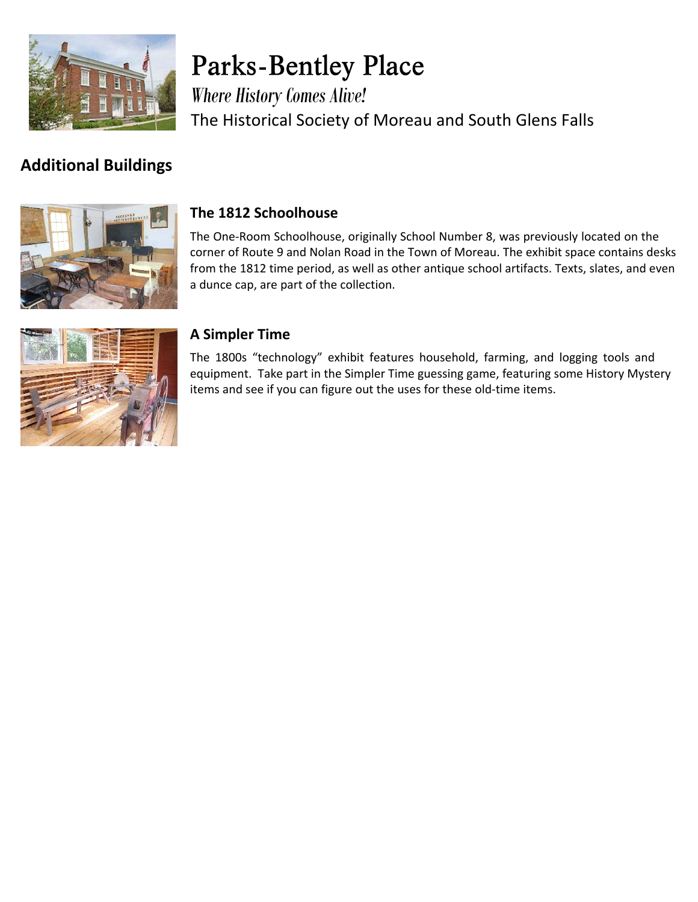# Parks-Bentley Place

*Where History Comes Alive!*

The Historical Society of Moreau and South Glens Falls

## Additional Buildings

### The 1812 Schoolhouse

The One-Room Schoolhouse, originally School Number 8, was previously located on the corner of Route 9 and Nolan Road in the Town of Moreau. The exhibit space contains desks from the 1812 time period, as well as other antique school artifacts. Texts, slates, and even a dunce cap, are part of the collection.

### A Simpler Time

The 1800s "technology" exhibit features household, farming, and logging tools and equipment. Take part in the Simpler Time guessing game, featuring some History Mystery items and see if you can figure out the uses for these old-time items.